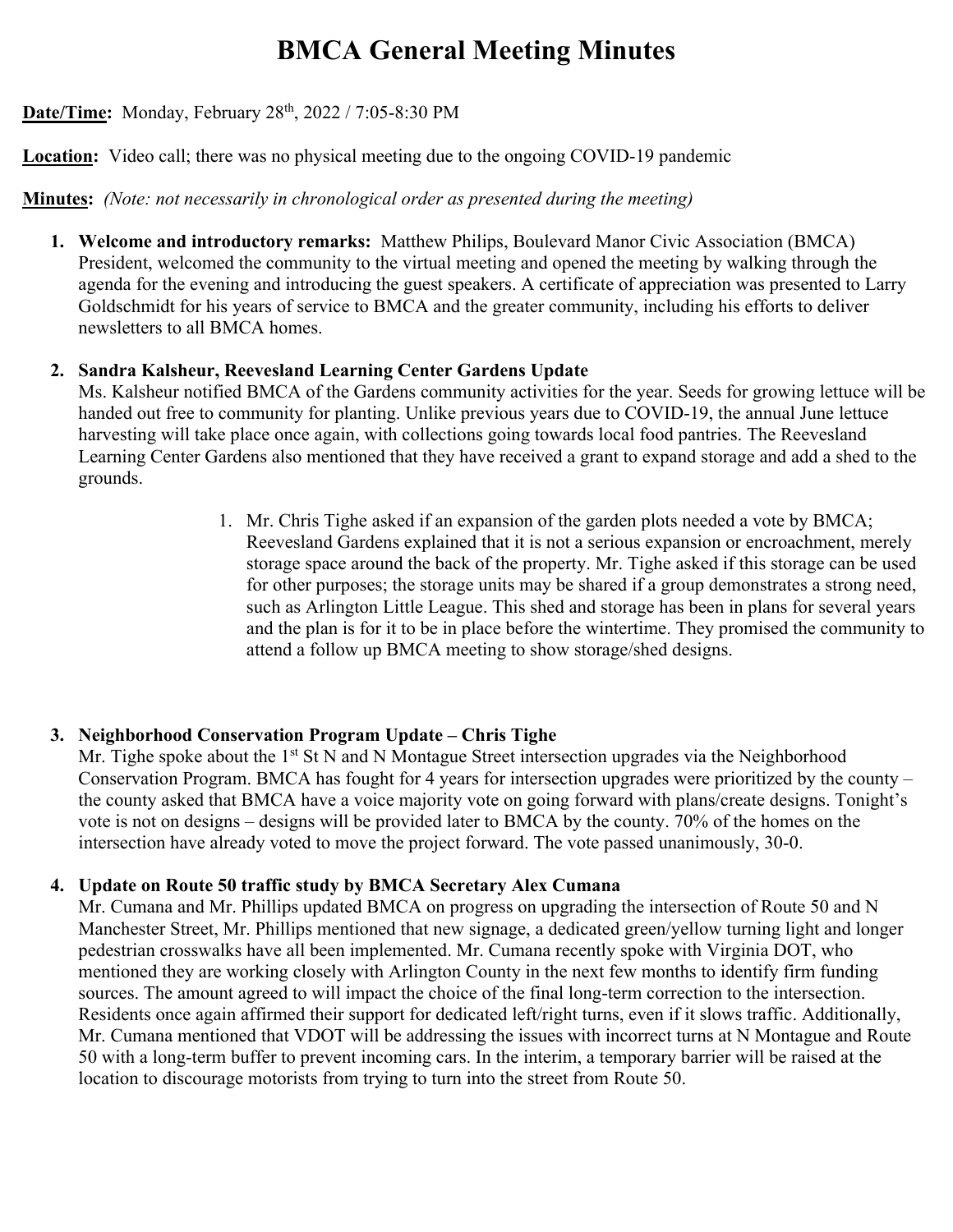# BMCA General Meeting Minutes

**Date/Time:** Monday, February 28th, 2022 / 7:05-8:30 PM

**Location:** Video call; there was no physical meeting due to the ongoing COVID-19 pandemic

**Minutes:** *(Note: not necessarily in chronological order as presented during the meeting)*

1. **Welcome and introductory remarks:** Matthew Philips, Boulevard Manor Civic Association (BMCA) President, welcomed the community to the virtual meeting and opened the meeting by walking through the agenda for the evening and introducing the guest speakers. A certificate of appreciation was presented to Larry Goldschmidt for his years of service to BMCA and the greater community, including his efforts to deliver newsletters to all BMCA homes.

2. **Sandra Kalsheur, Reevesland Learning Center Gardens Update**
   Ms. Kalsheur notified BMCA of the Gardens community activities for the year. Seeds for growing lettuce will be handed out free to community for planting. Unlike previous years due to COVID-19, the annual June lettuce harvesting will take place once again, with collections going towards local food pantries. The Reevesland Learning Center Gardens also mentioned that they have received a grant to expand storage and add a shed to the grounds.

   1. Mr. Chris Tighe asked if an expansion of the garden plots needed a vote by BMCA; Reevesland Gardens explained that it is not a serious expansion or encroachment, merely storage space around the back of the property. Mr. Tighe asked if this storage can be used for other purposes; the storage units may be shared if a group demonstrates a strong need, such as Arlington Little League. This shed and storage has been in plans for several years and the plan is for it to be in place before the wintertime. They promised the community to attend a follow up BMCA meeting to show storage/shed designs.

3. **Neighborhood Conservation Program Update – Chris Tighe**
   Mr. Tighe spoke about the 1st St N and N Montague Street intersection upgrades via the Neighborhood Conservation Program. BMCA has fought for 4 years for intersection upgrades were prioritized by the county – the county asked that BMCA have a voice majority vote on going forward with plans/create designs. Tonight's vote is not on designs – designs will be provided later to BMCA by the county. 70% of the homes on the intersection have already voted to move the project forward. The vote passed unanimously, 30-0.

4. **Update on Route 50 traffic study by BMCA Secretary Alex Cumana**
   Mr. Cumana and Mr. Phillips updated BMCA on progress on upgrading the intersection of Route 50 and N Manchester Street, Mr. Phillips mentioned that new signage, a dedicated green/yellow turning light and longer pedestrian crosswalks have all been implemented. Mr. Cumana recently spoke with Virginia DOT, who mentioned they are working closely with Arlington County in the next few months to identify firm funding sources. The amount agreed to will impact the choice of the final long-term correction to the intersection. Residents once again affirmed their support for dedicated left/right turns, even if it slows traffic. Additionally, Mr. Cumana mentioned that VDOT will be addressing the issues with incorrect turns at N Montague and Route 50 with a long-term buffer to prevent incoming cars. In the interim, a temporary barrier will be raised at the location to discourage motorists from trying to turn into the street from Route 50.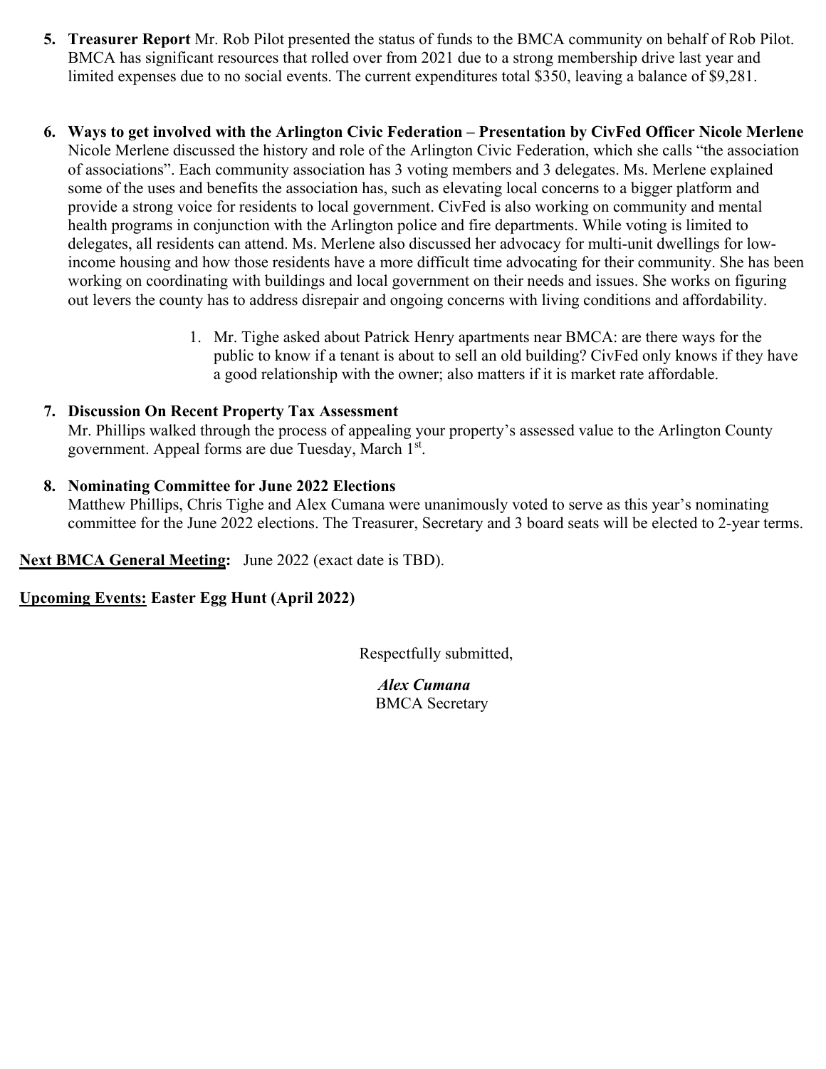5. **Treasurer Report** Mr. Rob Pilot presented the status of funds to the BMCA community on behalf of Rob Pilot. BMCA has significant resources that rolled over from 2021 due to a strong membership drive last year and limited expenses due to no social events. The current expenditures total $350, leaving a balance of $9,281.

6. **Ways to get involved with the Arlington Civic Federation – Presentation by CivFed Officer Nicole Merlene** Nicole Merlene discussed the history and role of the Arlington Civic Federation, which she calls "the association of associations". Each community association has 3 voting members and 3 delegates. Ms. Merlene explained some of the uses and benefits the association has, such as elevating local concerns to a bigger platform and provide a strong voice for residents to local government. CivFed is also working on community and mental health programs in conjunction with the Arlington police and fire departments. While voting is limited to delegates, all residents can attend. Ms. Merlene also discussed her advocacy for multi-unit dwellings for low-income housing and how those residents have a more difficult time advocating for their community. She has been working on coordinating with buildings and local government on their needs and issues. She works on figuring out levers the county has to address disrepair and ongoing concerns with living conditions and affordability.

    1. Mr. Tighe asked about Patrick Henry apartments near BMCA: are there ways for the public to know if a tenant is about to sell an old building? CivFed only knows if they have a good relationship with the owner; also matters if it is market rate affordable.

7. **Discussion On Recent Property Tax Assessment** Mr. Phillips walked through the process of appealing your property's assessed value to the Arlington County government. Appeal forms are due Tuesday, March 1st.

8. **Nominating Committee for June 2022 Elections** Matthew Phillips, Chris Tighe and Alex Cumana were unanimously voted to serve as this year's nominating committee for the June 2022 elections. The Treasurer, Secretary and 3 board seats will be elected to 2-year terms.

**Next BMCA General Meeting:** June 2022 (exact date is TBD).

**Upcoming Events: Easter Egg Hunt (April 2022)**

Respectfully submitted,

***Alex Cumana***
BMCA Secretary